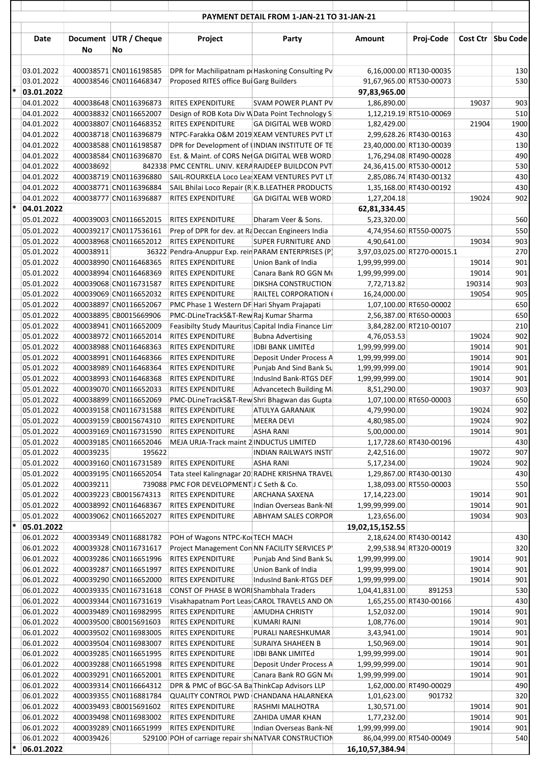# PAYMENT DETAIL FROM 1-JAN-21 TO 31-JAN-21

| | Date | Document No | UTR / Cheque No | Project | Party | Amount | Proj-Code | Cost Ctr | Sbu Code |
|---|---|---|---|---|---|---|---|---|---|
| | 03.01.2022 | 400038571 | CN0116198585 | DPR for Machilipatnam p | Haskoning Consulting Pv | 6,16,000.00 | RT130-00035 | | 130 |
| | 03.01.2022 | 400038546 | CN0116468347 | Proposed RITES office Bui | Garg Builders | 91,67,965.00 | RT530-00073 | | 530 |
| * | 03.01.2022 | | | | | 97,83,965.00 | | | |
| | 04.01.2022 | 400038648 | CN0116396873 | RITES EXPENDITURE | SVAM POWER PLANT PV | 1,86,890.00 | | 19037 | 903 |
| | 04.01.2022 | 400038832 | CN0116652007 | Design of ROB Kota Div W | Data Point Technology S | 1,12,219.19 | RT510-00069 | | 510 |
| | 04.01.2022 | 400038807 | CN0116468352 | RITES EXPENDITURE | GA DIGITAL WEB WORD | 1,82,429.00 | | 21904 | 1900 |
| | 04.01.2022 | 400038718 | CN0116396879 | NTPC-Farakka O&M 2019 | XEAM VENTURES PVT LT | 2,99,628.26 | RT430-00163 | | 430 |
| | 04.01.2022 | 400038588 | CN0116198587 | DPR for Development of | INDIAN INSTITUTE OF TE | 23,40,000.00 | RT130-00039 | | 130 |
| | 04.01.2022 | 400038584 | CN0116396870 | Est. & Maint. of CORS Net | GA DIGITAL WEB WORD | 1,76,294.08 | RT490-00028 | | 490 |
| | 04.01.2022 | 400038692 | 842338 | PMC CENTRL. UNIV. KERA | RAJDEEP BUILDCON PVT | 24,36,415.00 | RT530-00012 | | 530 |
| | 04.01.2022 | 400038719 | CN0116396880 | SAIL-ROURKELA Loco Lea | XEAM VENTURES PVT LT | 2,85,086.74 | RT430-00132 | | 430 |
| | 04.01.2022 | 400038771 | CN0116396884 | SAIL Bhilai Loco Repair (R | K.B.LEATHER PRODUCTS | 1,35,168.00 | RT430-00192 | | 430 |
| | 04.01.2022 | 400038777 | CN0116396887 | RITES EXPENDITURE | GA DIGITAL WEB WORD | 1,27,204.18 | | 19024 | 902 |
| * | 04.01.2022 | | | | | 62,81,334.45 | | | |
| | 05.01.2022 | 400039003 | CN0116652015 | RITES EXPENDITURE | Dharam Veer & Sons. | 5,23,320.00 | | | 560 |
| | 05.01.2022 | 400039217 | CN0117536161 | Prep of DPR for dev. at Ra | Deccan Engineers India | 4,74,954.60 | RT550-00075 | | 550 |
| | 05.01.2022 | 400038968 | CN0116652012 | RITES EXPENDITURE | SUPER FURNITURE AND | 4,90,641.00 | | 19034 | 903 |
| | 05.01.2022 | 400038911 | 36322 | Pendra-Anuppur Exp. rein | PARAM ENTERPRISES (P) | 3,97,03,025.00 | RT270-00015.1 | | 270 |
| | 05.01.2022 | 400038990 | CN0116468365 | RITES EXPENDITURE | Union Bank of India | 1,99,99,999.00 | | 19014 | 901 |
| | 05.01.2022 | 400038994 | CN0116468369 | RITES EXPENDITURE | Canara Bank RO GGN Mu | 1,99,99,999.00 | | 19014 | 901 |
| | 05.01.2022 | 400039068 | CN0116731587 | RITES EXPENDITURE | DIKSHA CONSTRUCTION | 7,72,713.82 | | 190314 | 903 |
| | 05.01.2022 | 400039069 | CN0116652032 | RITES EXPENDITURE | RAILTEL CORPORATION ( | 16,24,000.00 | | 19054 | 905 |
| | 05.01.2022 | 400038897 | CN0116652067 | PMC Phase 1 Western DF | Hari Shyam Prajapati | 1,07,100.00 | RT650-00002 | | 650 |
| | 05.01.2022 | 400038895 | CB0015669906 | PMC-DLineTrackS&T-Rew | Raj Kumar Sharma | 2,56,387.00 | RT650-00003 | | 650 |
| | 05.01.2022 | 400038941 | CN0116652009 | Feasibilty Study Mauritus | Capital India Finance Lim | 3,84,282.00 | RT210-00107 | | 210 |
| | 05.01.2022 | 400038972 | CN0116652014 | RITES EXPENDITURE | Bubna Advertising | 4,76,053.53 | | 19024 | 902 |
| | 05.01.2022 | 400038988 | CN0116468363 | RITES EXPENDITURE | IDBI BANK LIMITEd | 1,99,99,999.00 | | 19014 | 901 |
| | 05.01.2022 | 400038991 | CN0116468366 | RITES EXPENDITURE | Deposit Under Process A | 1,99,99,999.00 | | 19014 | 901 |
| | 05.01.2022 | 400038989 | CN0116468364 | RITES EXPENDITURE | Punjab And Sind Bank Su | 1,99,99,999.00 | | 19014 | 901 |
| | 05.01.2022 | 400038993 | CN0116468368 | RITES EXPENDITURE | IndusInd Bank-RTGS DEF | 1,99,99,999.00 | | 19014 | 901 |
| | 05.01.2022 | 400039070 | CN0116652033 | RITES EXPENDITURE | Advancetech Building M | 8,51,290.00 | | 19037 | 903 |
| | 05.01.2022 | 400038899 | CN0116652069 | PMC-DLineTrackS&T-Rew | Shri Bhagwan das Gupta | 1,07,100.00 | RT650-00003 | | 650 |
| | 05.01.2022 | 400039158 | CN0116731588 | RITES EXPENDITURE | ATULYA GARANAIK | 4,79,990.00 | | 19024 | 902 |
| | 05.01.2022 | 400039159 | CB0015674310 | RITES EXPENDITURE | MEERA DEVI | 4,80,985.00 | | 19024 | 902 |
| | 05.01.2022 | 400039169 | CN0116731590 | RITES EXPENDITURE | ASHA RANI | 5,00,000.00 | | 19014 | 901 |
| | 05.01.2022 | 400039185 | CN0116652046 | MEJA URJA-Track maint 2 | INDUCTUS LIMITED | 1,17,728.60 | RT430-00196 | | 430 |
| | 05.01.2022 | 400039235 | 195622 | | INDIAN RAILWAYS INSTIT | 2,42,516.00 | | 19072 | 907 |
| | 05.01.2022 | 400039160 | CN0116731589 | RITES EXPENDITURE | ASHA RANI | 5,17,234.00 | | 19024 | 902 |
| | 05.01.2022 | 400039195 | CN0116652054 | Tata steel Kalingnagar 20 | RADHE KRISHNA TRAVEL | 1,29,867.00 | RT430-00130 | | 430 |
| | 05.01.2022 | 400039211 | 739088 | PMC FOR DEVELOPMENT | J C Seth & Co. | 1,38,093.00 | RT550-00003 | | 550 |
| | 05.01.2022 | 400039223 | CB0015674313 | RITES EXPENDITURE | ARCHANA SAXENA | 17,14,223.00 | | 19014 | 901 |
| | 05.01.2022 | 400038992 | CN0116468367 | RITES EXPENDITURE | Indian Overseas Bank-NE | 1,99,99,999.00 | | 19014 | 901 |
| | 05.01.2022 | 400039062 | CN0116652027 | RITES EXPENDITURE | ABHYAM SALES CORPOR | 1,23,656.00 | | 19034 | 903 |
| * | 05.01.2022 | | | | | 19,02,15,152.55 | | | |
| | 06.01.2022 | 400039349 | CN0116881782 | POH of Wagons NTPC-Kor | TECH MACH | 2,18,624.00 | RT430-00142 | | 430 |
| | 06.01.2022 | 400039328 | CN0116731617 | Project Management Con | NN FACILITY SERVICES P | 2,99,538.94 | RT320-00019 | | 320 |
| | 06.01.2022 | 400039286 | CN0116651996 | RITES EXPENDITURE | Punjab And Sind Bank Su | 1,99,99,999.00 | | 19014 | 901 |
| | 06.01.2022 | 400039287 | CN0116651997 | RITES EXPENDITURE | Union Bank of India | 1,99,99,999.00 | | 19014 | 901 |
| | 06.01.2022 | 400039290 | CN0116652000 | RITES EXPENDITURE | IndusInd Bank-RTGS DEF | 1,99,99,999.00 | | 19014 | 901 |
| | 06.01.2022 | 400039335 | CN0116731618 | CONST OF PHASE B WORI | Shambhala Traders | 1,04,41,831.00 | 891253 | | 530 |
| | 06.01.2022 | 400039344 | CN0116731619 | Visakhapatnam Port Leas | CAROL TRAVELS AND ON | 1,65,255.00 | RT430-00166 | | 430 |
| | 06.01.2022 | 400039489 | CN0116982995 | RITES EXPENDITURE | AMUDHA CHRISTY | 1,52,032.00 | | 19014 | 901 |
| | 06.01.2022 | 400039500 | CB0015691603 | RITES EXPENDITURE | KUMARI RAJNI | 1,08,776.00 | | 19014 | 901 |
| | 06.01.2022 | 400039502 | CN0116983005 | RITES EXPENDITURE | PURALI NARESHKUMAR | 3,43,941.00 | | 19014 | 901 |
| | 06.01.2022 | 400039504 | CN0116983007 | RITES EXPENDITURE | SURAIYA SHAHEEN B | 1,50,969.00 | | 19014 | 901 |
| | 06.01.2022 | 400039285 | CN0116651995 | RITES EXPENDITURE | IDBI BANK LIMITEd | 1,99,99,999.00 | | 19014 | 901 |
| | 06.01.2022 | 400039288 | CN0116651998 | RITES EXPENDITURE | Deposit Under Process A | 1,99,99,999.00 | | 19014 | 901 |
| | 06.01.2022 | 400039291 | CN0116652001 | RITES EXPENDITURE | Canara Bank RO GGN Mu | 1,99,99,999.00 | | 19014 | 901 |
| | 06.01.2022 | 400039314 | CN0116664312 | DPR & PMC of BGC-SA Ba | ThinkCap Advisors LLP | 1,62,000.00 | RT490-00029 | | 490 |
| | 06.01.2022 | 400039355 | CN0116881784 | QUALITY CONTROL PWD | CHANDANA HALARNEKA | 1,01,623.00 | 901732 | | 320 |
| | 06.01.2022 | 400039493 | CB0015691602 | RITES EXPENDITURE | RASHMI MALHOTRA | 1,30,571.00 | | 19014 | 901 |
| | 06.01.2022 | 400039498 | CN0116983002 | RITES EXPENDITURE | ZAHIDA UMAR KHAN | 1,77,232.00 | | 19014 | 901 |
| | 06.01.2022 | 400039289 | CN0116651999 | RITES EXPENDITURE | Indian Overseas Bank-NE | 1,99,99,999.00 | | 19014 | 901 |
| | 06.01.2022 | 400039426 | 529100 | POH of carriage repair sh | NATVAR CONSTRUCTION | 86,04,999.00 | RT540-00049 | | 540 |
| * | 06.01.2022 | | | | | 16,10,57,384.94 | | | |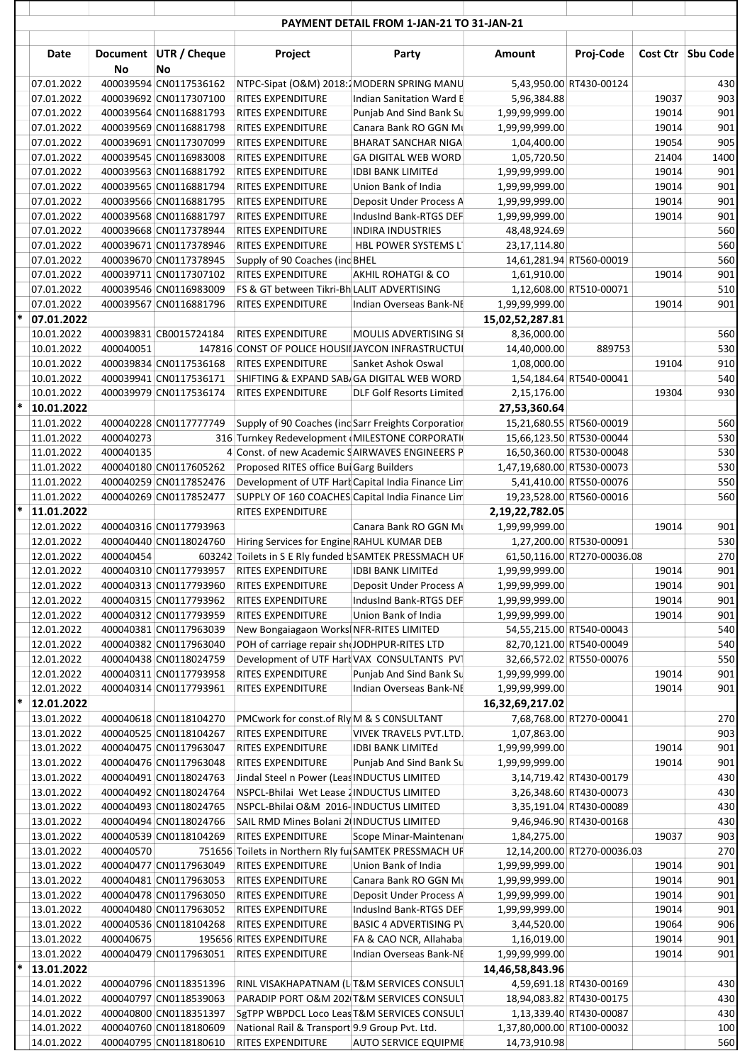## PAYMENT DETAIL FROM 1-JAN-21 TO 31-JAN-21

| | Date | Document No | UTR / Cheque No | Project | Party | Amount | Proj-Code | Cost Ctr | Sbu Code |
|---|---|---|---|---|---|---|---|---|---|
| | 07.01.2022 | 400039594 | CN0117536162 | NTPC-Sipat (O&M) 2018:2 | MODERN SPRING MANU | 5,43,950.00 | RT430-00124 | | 430 |
| | 07.01.2022 | 400039692 | CN0117307100 | RITES EXPENDITURE | Indian Sanitation Ward E | 5,96,384.88 | | 19037 | 903 |
| | 07.01.2022 | 400039564 | CN0116881793 | RITES EXPENDITURE | Punjab And Sind Bank Su | 1,99,99,999.00 | | 19014 | 901 |
| | 07.01.2022 | 400039569 | CN0116881798 | RITES EXPENDITURE | Canara Bank RO GGN Mu | 1,99,99,999.00 | | 19014 | 901 |
| | 07.01.2022 | 400039691 | CN0117307099 | RITES EXPENDITURE | BHARAT SANCHAR NIGA | 1,04,400.00 | | 19054 | 905 |
| | 07.01.2022 | 400039545 | CN0116983008 | RITES EXPENDITURE | GA DIGITAL WEB WORD | 1,05,720.50 | | 21404 | 1400 |
| | 07.01.2022 | 400039563 | CN0116881792 | RITES EXPENDITURE | IDBI BANK LIMITEd | 1,99,99,999.00 | | 19014 | 901 |
| | 07.01.2022 | 400039565 | CN0116881794 | RITES EXPENDITURE | Union Bank of India | 1,99,99,999.00 | | 19014 | 901 |
| | 07.01.2022 | 400039566 | CN0116881795 | RITES EXPENDITURE | Deposit Under Process A | 1,99,99,999.00 | | 19014 | 901 |
| | 07.01.2022 | 400039568 | CN0116881797 | RITES EXPENDITURE | IndusInd Bank-RTGS DEF | 1,99,99,999.00 | | 19014 | 901 |
| | 07.01.2022 | 400039668 | CN0117378944 | RITES EXPENDITURE | INDIRA INDUSTRIES | 48,48,924.69 | | | 560 |
| | 07.01.2022 | 400039671 | CN0117378946 | RITES EXPENDITURE | HBL POWER SYSTEMS LT | 23,17,114.80 | | | 560 |
| | 07.01.2022 | 400039670 | CN0117378945 | Supply of 90 Coaches (inc | BHEL | 14,61,281.94 | RT560-00019 | | 560 |
| | 07.01.2022 | 400039711 | CN0117307102 | RITES EXPENDITURE | AKHIL ROHATGI & CO | 1,61,910.00 | | 19014 | 901 |
| | 07.01.2022 | 400039546 | CN0116983009 | FS & GT between Tikri-Bh | LALIT ADVERTISING | 1,12,608.00 | RT510-00071 | | 510 |
| | 07.01.2022 | 400039567 | CN0116881796 | RITES EXPENDITURE | Indian Overseas Bank-NE | 1,99,99,999.00 | | 19014 | 901 |
| * | **07.01.2022** | | | | | **15,02,52,287.81** | | | |
| | 10.01.2022 | 400039831 | CB0015724184 | RITES EXPENDITURE | MOULIS ADVERTISING SE | 8,36,000.00 | | | 560 |
| | 10.01.2022 | 400040051 | 147816 | CONST OF POLICE HOUSII | JAYCON INFRASTRUCTUI | 14,40,000.00 | 889753 | | 530 |
| | 10.01.2022 | 400039834 | CN0117536168 | RITES EXPENDITURE | Sanket Ashok Oswal | 1,08,000.00 | | 19104 | 910 |
| | 10.01.2022 | 400039941 | CN0117536171 | SHIFTING & EXPAND SAB | GA DIGITAL WEB WORD | 1,54,184.64 | RT540-00041 | | 540 |
| | 10.01.2022 | 400039979 | CN0117536174 | RITES EXPENDITURE | DLF Golf Resorts Limited | 2,15,176.00 | | 19304 | 930 |
| * | **10.01.2022** | | | | | **27,53,360.64** | | | |
| | 11.01.2022 | 400040228 | CN0117777749 | Supply of 90 Coaches (inc | Sarr Freights Corporation | 15,21,680.55 | RT560-00019 | | 560 |
| | 11.01.2022 | 400040273 | 316 | Turnkey Redevelopment | MILESTONE CORPORATI | 15,66,123.50 | RT530-00044 | | 530 |
| | 11.01.2022 | 400040135 | 4 | Const. of new Academic S | AIRWAVES ENGINEERS P | 16,50,360.00 | RT530-00048 | | 530 |
| | 11.01.2022 | 400040180 | CN0117605262 | Proposed RITES office Bui | Garg Builders | 1,47,19,680.00 | RT530-00073 | | 530 |
| | 11.01.2022 | 400040259 | CN0117852476 | Development of UTF Hart | Capital India Finance Lim | 5,41,410.00 | RT550-00076 | | 550 |
| | 11.01.2022 | 400040269 | CN0117852477 | SUPPLY OF 160 COACHES | Capital India Finance Lim | 19,23,528.00 | RT560-00016 | | 560 |
| * | **11.01.2022** | | | RITES EXPENDITURE | | **2,19,22,782.05** | | | |
| | 12.01.2022 | 400040316 | CN0117793963 | | Canara Bank RO GGN Mu | 1,99,99,999.00 | | 19014 | 901 |
| | 12.01.2022 | 400040440 | CN0118024760 | Hiring Services for Engine | RAHUL KUMAR DEB | 1,27,200.00 | RT530-00091 | | 530 |
| | 12.01.2022 | 400040454 | 603242 | Toilets in S E Rly funded b | SAMTEK PRESSMACH UF | 61,50,116.00 | RT270-00036.08 | | 270 |
| | 12.01.2022 | 400040310 | CN0117793957 | RITES EXPENDITURE | IDBI BANK LIMITEd | 1,99,99,999.00 | | 19014 | 901 |
| | 12.01.2022 | 400040313 | CN0117793960 | RITES EXPENDITURE | Deposit Under Process A | 1,99,99,999.00 | | 19014 | 901 |
| | 12.01.2022 | 400040315 | CN0117793962 | RITES EXPENDITURE | IndusInd Bank-RTGS DEF | 1,99,99,999.00 | | 19014 | 901 |
| | 12.01.2022 | 400040312 | CN0117793959 | RITES EXPENDITURE | Union Bank of India | 1,99,99,999.00 | | 19014 | 901 |
| | 12.01.2022 | 400040381 | CN0117963039 | New Bongaigaon Works | NFR-RITES LIMITED | 54,55,215.00 | RT540-00043 | | 540 |
| | 12.01.2022 | 400040382 | CN0117963040 | POH of carriage repair sh | JODHPUR-RITES LTD | 82,70,121.00 | RT540-00049 | | 540 |
| | 12.01.2022 | 400040438 | CN0118024759 | Development of UTF Hart | VAX CONSULTANTS PVT | 32,66,572.02 | RT550-00076 | | 550 |
| | 12.01.2022 | 400040311 | CN0117793958 | RITES EXPENDITURE | Punjab And Sind Bank Su | 1,99,99,999.00 | | 19014 | 901 |
| | 12.01.2022 | 400040314 | CN0117793961 | RITES EXPENDITURE | Indian Overseas Bank-NE | 1,99,99,999.00 | | 19014 | 901 |
| * | **12.01.2022** | | | | | **16,32,69,217.02** | | | |
| | 13.01.2022 | 400040618 | CN0118104270 | PMCwork for const.of Rly | M & S CONSULTANT | 7,68,768.00 | RT270-00041 | | 270 |
| | 13.01.2022 | 400040525 | CN0118104267 | RITES EXPENDITURE | VIVEK TRAVELS PVT.LTD. | 1,07,863.00 | | | 903 |
| | 13.01.2022 | 400040475 | CN0117963047 | RITES EXPENDITURE | IDBI BANK LIMITEd | 1,99,99,999.00 | | 19014 | 901 |
| | 13.01.2022 | 400040476 | CN0117963048 | RITES EXPENDITURE | Punjab And Sind Bank Su | 1,99,99,999.00 | | 19014 | 901 |
| | 13.01.2022 | 400040491 | CN0118024763 | Jindal Steel n Power (Leas | INDUCTUS LIMITED | 3,14,719.42 | RT430-00179 | | 430 |
| | 13.01.2022 | 400040492 | CN0118024764 | NSPCL-Bhilai Wet Lease 2 | INDUCTUS LIMITED | 3,26,348.60 | RT430-00073 | | 430 |
| | 13.01.2022 | 400040493 | CN0118024765 | NSPCL-Bhilai O&M 2016- | INDUCTUS LIMITED | 3,35,191.04 | RT430-00089 | | 430 |
| | 13.01.2022 | 400040494 | CN0118024766 | SAIL RMD Mines Bolani 2 | INDUCTUS LIMITED | 9,46,946.90 | RT430-00168 | | 430 |
| | 13.01.2022 | 400040539 | CN0118104269 | RITES EXPENDITURE | Scope Minar-Maintenan | 1,84,275.00 | | 19037 | 903 |
| | 13.01.2022 | 400040570 | 751656 | Toilets in Northern Rly fu | SAMTEK PRESSMACH UF | 12,14,200.00 | RT270-00036.03 | | 270 |
| | 13.01.2022 | 400040477 | CN0117963049 | RITES EXPENDITURE | Union Bank of India | 1,99,99,999.00 | | 19014 | 901 |
| | 13.01.2022 | 400040481 | CN0117963053 | RITES EXPENDITURE | Canara Bank RO GGN Mu | 1,99,99,999.00 | | 19014 | 901 |
| | 13.01.2022 | 400040478 | CN0117963050 | RITES EXPENDITURE | Deposit Under Process A | 1,99,99,999.00 | | 19014 | 901 |
| | 13.01.2022 | 400040480 | CN0117963052 | RITES EXPENDITURE | IndusInd Bank-RTGS DEF | 1,99,99,999.00 | | 19014 | 901 |
| | 13.01.2022 | 400040536 | CN0118104268 | RITES EXPENDITURE | BASIC 4 ADVERTISING PV | 3,44,520.00 | | 19064 | 906 |
| | 13.01.2022 | 400040675 | 195656 | RITES EXPENDITURE | FA & CAO NCR, Allahaba | 1,16,019.00 | | 19014 | 901 |
| | 13.01.2022 | 400040479 | CN0117963051 | RITES EXPENDITURE | Indian Overseas Bank-NE | 1,99,99,999.00 | | 19014 | 901 |
| * | **13.01.2022** | | | | | **14,46,58,843.96** | | | |
| | 14.01.2022 | 400040796 | CN0118351396 | RINL VISAKHAPATNAM (L | T&M SERVICES CONSULT | 4,59,691.18 | RT430-00169 | | 430 |
| | 14.01.2022 | 400040797 | CN0118539063 | PARADIP PORT O&M 202 | T&M SERVICES CONSULT | 18,94,083.82 | RT430-00175 | | 430 |
| | 14.01.2022 | 400040800 | CN0118351397 | SgTPP WBPDCL Loco Leas | T&M SERVICES CONSULT | 1,13,339.40 | RT430-00087 | | 430 |
| | 14.01.2022 | 400040760 | CN0118180609 | National Rail & Transport | 9.9 Group Pvt. Ltd. | 1,37,80,000.00 | RT100-00032 | | 100 |
| | 14.01.2022 | 400040795 | CN0118180610 | RITES EXPENDITURE | AUTO SERVICE EQUIPME | 14,73,910.98 | | | 560 |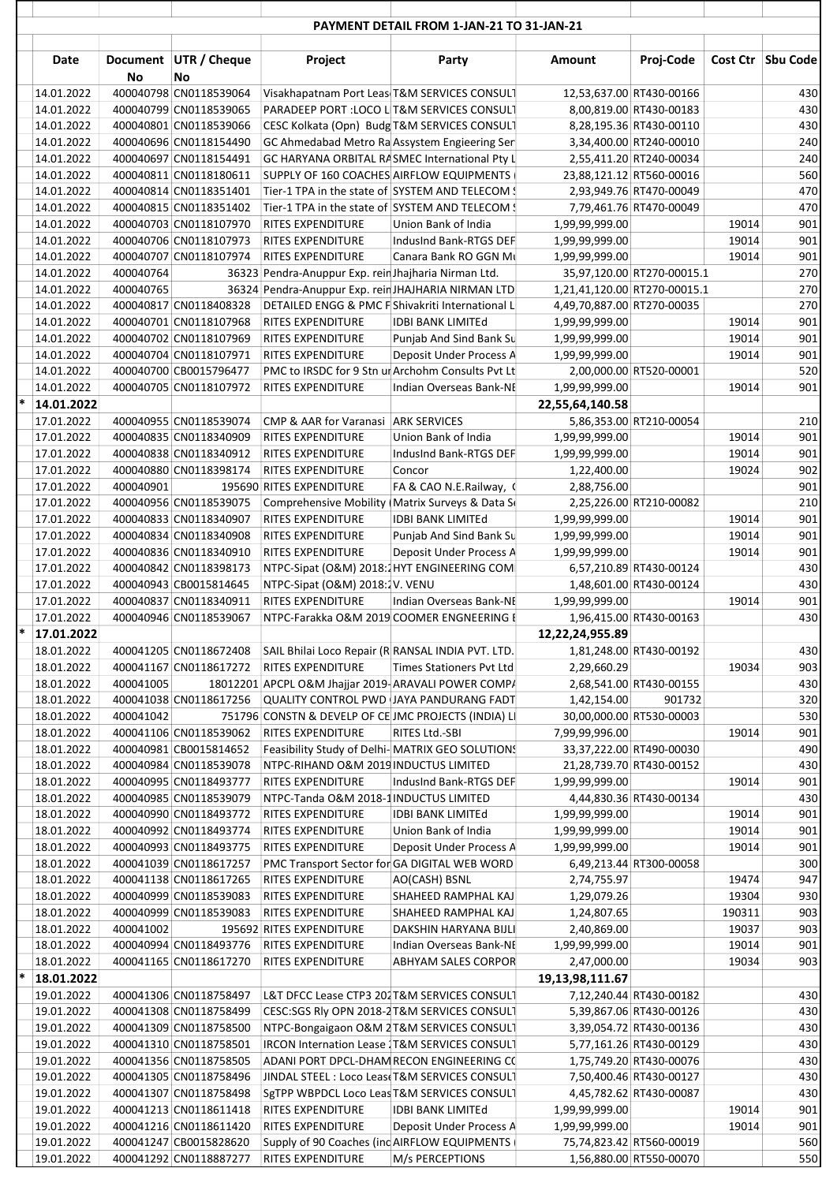## PAYMENT DETAIL FROM 1-JAN-21 TO 31-JAN-21

| | Date | Document No | UTR / Cheque No | Project | Party | Amount | Proj-Code | Cost Ctr | Sbu Code |
|---|---|---|---|---|---|---|---|---|---|
| | 14.01.2022 | 400040798 | CN0118539064 | Visakhapatnam Port Leas | T&M SERVICES CONSULT | 12,53,637.00 | RT430-00166 | | 430 |
| | 14.01.2022 | 400040799 | CN0118539065 | PARADEEP PORT :LOCO L | T&M SERVICES CONSULT | 8,00,819.00 | RT430-00183 | | 430 |
| | 14.01.2022 | 400040801 | CN0118539066 | CESC Kolkata (Opn) Budg | T&M SERVICES CONSULT | 8,28,195.36 | RT430-00110 | | 430 |
| | 14.01.2022 | 400040696 | CN0118154490 | GC Ahmedabad Metro Ra | Assystem Engieering Ser | 3,34,400.00 | RT240-00010 | | 240 |
| | 14.01.2022 | 400040697 | CN0118154491 | GC HARYANA ORBITAL RA | SMEC International Pty L | 2,55,411.20 | RT240-00034 | | 240 |
| | 14.01.2022 | 400040811 | CN0118180611 | SUPPLY OF 160 COACHES | AIRFLOW EQUIPMENTS ( | 23,88,121.12 | RT560-00016 | | 560 |
| | 14.01.2022 | 400040814 | CN0118351401 | Tier-1 TPA in the state of | SYSTEM AND TELECOM S | 2,93,949.76 | RT470-00049 | | 470 |
| | 14.01.2022 | 400040815 | CN0118351402 | Tier-1 TPA in the state of | SYSTEM AND TELECOM S | 7,79,461.76 | RT470-00049 | | 470 |
| | 14.01.2022 | 400040703 | CN0118107970 | RITES EXPENDITURE | Union Bank of India | 1,99,99,999.00 | | 19014 | 901 |
| | 14.01.2022 | 400040706 | CN0118107973 | RITES EXPENDITURE | IndusInd Bank-RTGS DEF | 1,99,99,999.00 | | 19014 | 901 |
| | 14.01.2022 | 400040707 | CN0118107974 | RITES EXPENDITURE | Canara Bank RO GGN Mu | 1,99,99,999.00 | | 19014 | 901 |
| | 14.01.2022 | 400040764 | 36323 | Pendra-Anuppur Exp. rein | Jhajharia Nirman Ltd. | 35,97,120.00 | RT270-00015.1 | | 270 |
| | 14.01.2022 | 400040765 | 36324 | Pendra-Anuppur Exp. rein | JHAJHARIA NIRMAN LTD | 1,21,41,120.00 | RT270-00015.1 | | 270 |
| | 14.01.2022 | 400040817 | CN0118408328 | DETAILED ENGG & PMC F | Shivakriti International L | 4,49,70,887.00 | RT270-00035 | | 270 |
| | 14.01.2022 | 400040701 | CN0118107968 | RITES EXPENDITURE | IDBI BANK LIMITEd | 1,99,99,999.00 | | 19014 | 901 |
| | 14.01.2022 | 400040702 | CN0118107969 | RITES EXPENDITURE | Punjab And Sind Bank Su | 1,99,99,999.00 | | 19014 | 901 |
| | 14.01.2022 | 400040704 | CN0118107971 | RITES EXPENDITURE | Deposit Under Process A | 1,99,99,999.00 | | 19014 | 901 |
| | 14.01.2022 | 400040700 | CB0015796477 | PMC to IRSDC for 9 Stn ur | Archohm Consults Pvt Lt | 2,00,000.00 | RT520-00001 | | 520 |
| | 14.01.2022 | 400040705 | CN0118107972 | RITES EXPENDITURE | Indian Overseas Bank-NE | 1,99,99,999.00 | | 19014 | 901 |
| * | **14.01.2022** | | | | | **22,55,64,140.58** | | | |
| | 17.01.2022 | 400040955 | CN0118539074 | CMP & AAR for Varanasi | ARK SERVICES | 5,86,353.00 | RT210-00054 | | 210 |
| | 17.01.2022 | 400040835 | CN0118340909 | RITES EXPENDITURE | Union Bank of India | 1,99,99,999.00 | | 19014 | 901 |
| | 17.01.2022 | 400040838 | CN0118340912 | RITES EXPENDITURE | IndusInd Bank-RTGS DEF | 1,99,99,999.00 | | 19014 | 901 |
| | 17.01.2022 | 400040880 | CN0118398174 | RITES EXPENDITURE | Concor | 1,22,400.00 | | 19024 | 902 |
| | 17.01.2022 | 400040901 | 195690 | RITES EXPENDITURE | FA & CAO N.E.Railway, ( | 2,88,756.00 | | | 901 |
| | 17.01.2022 | 400040956 | CN0118539075 | Comprehensive Mobility ( | Matrix Surveys & Data S | 2,25,226.00 | RT210-00082 | | 210 |
| | 17.01.2022 | 400040833 | CN0118340907 | RITES EXPENDITURE | IDBI BANK LIMITEd | 1,99,99,999.00 | | 19014 | 901 |
| | 17.01.2022 | 400040834 | CN0118340908 | RITES EXPENDITURE | Punjab And Sind Bank Su | 1,99,99,999.00 | | 19014 | 901 |
| | 17.01.2022 | 400040836 | CN0118340910 | RITES EXPENDITURE | Deposit Under Process A | 1,99,99,999.00 | | 19014 | 901 |
| | 17.01.2022 | 400040842 | CN0118398173 | NTPC-Sipat (O&M) 2018:2 | HYT ENGINEERING COM | 6,57,210.89 | RT430-00124 | | 430 |
| | 17.01.2022 | 400040943 | CB0015814645 | NTPC-Sipat (O&M) 2018:2 | V. VENU | 1,48,601.00 | RT430-00124 | | 430 |
| | 17.01.2022 | 400040837 | CN0118340911 | RITES EXPENDITURE | Indian Overseas Bank-NE | 1,99,99,999.00 | | 19014 | 901 |
| | 17.01.2022 | 400040946 | CN0118539067 | NTPC-Farakka O&M 2019 | COOMER ENGINEERING E | 1,96,415.00 | RT430-00163 | | 430 |
| * | **17.01.2022** | | | | | **12,22,24,955.89** | | | |
| | 18.01.2022 | 400041205 | CN0118672408 | SAIL Bhilai Loco Repair (R | RANSAL INDIA PVT. LTD. | 1,81,248.00 | RT430-00192 | | 430 |
| | 18.01.2022 | 400041167 | CN0118617272 | RITES EXPENDITURE | Times Stationers Pvt Ltd | 2,29,660.29 | | 19034 | 903 |
| | 18.01.2022 | 400041005 | 18012201 | APCPL O&M Jhajjar 2019- | ARAVALI POWER COMPA | 2,68,541.00 | RT430-00155 | | 430 |
| | 18.01.2022 | 400041038 | CN0118617256 | QUALITY CONTROL PWD ( | JAYA PANDURANG FADT | 1,42,154.00 | 901732 | | 320 |
| | 18.01.2022 | 400041042 | 751796 | CONSTN & DEVELP OF CE | JMC PROJECTS (INDIA) LI | 30,00,000.00 | RT530-00003 | | 530 |
| | 18.01.2022 | 400041106 | CN0118539062 | RITES EXPENDITURE | RITES Ltd.-SBI | 7,99,99,996.00 | | 19014 | 901 |
| | 18.01.2022 | 400040981 | CB0015814652 | Feasibility Study of Delhi- | MATRIX GEO SOLUTIONS | 33,37,222.00 | RT490-00030 | | 490 |
| | 18.01.2022 | 400040984 | CN0118539078 | NTPC-RIHAND O&M 2019 | INDUCTUS LIMITED | 21,28,739.70 | RT430-00152 | | 430 |
| | 18.01.2022 | 400040995 | CN0118493777 | RITES EXPENDITURE | IndusInd Bank-RTGS DEF | 1,99,99,999.00 | | 19014 | 901 |
| | 18.01.2022 | 400040985 | CN0118539079 | NTPC-Tanda O&M 2018-1 | INDUCTUS LIMITED | 4,44,830.36 | RT430-00134 | | 430 |
| | 18.01.2022 | 400040990 | CN0118493772 | RITES EXPENDITURE | IDBI BANK LIMITEd | 1,99,99,999.00 | | 19014 | 901 |
| | 18.01.2022 | 400040992 | CN0118493774 | RITES EXPENDITURE | Union Bank of India | 1,99,99,999.00 | | 19014 | 901 |
| | 18.01.2022 | 400040993 | CN0118493775 | RITES EXPENDITURE | Deposit Under Process A | 1,99,99,999.00 | | 19014 | 901 |
| | 18.01.2022 | 400041039 | CN0118617257 | PMC Transport Sector for | GA DIGITAL WEB WORD | 6,49,213.44 | RT300-00058 | | 300 |
| | 18.01.2022 | 400041138 | CN0118617265 | RITES EXPENDITURE | AO(CASH) BSNL | 2,74,755.97 | | 19474 | 947 |
| | 18.01.2022 | 400040999 | CN0118539083 | RITES EXPENDITURE | SHAHEED RAMPHAL KAJ | 1,29,079.26 | | 19304 | 930 |
| | 18.01.2022 | 400040999 | CN0118539083 | RITES EXPENDITURE | SHAHEED RAMPHAL KAJ | 1,24,807.65 | | 190311 | 903 |
| | 18.01.2022 | 400041002 | 195692 | RITES EXPENDITURE | DAKSHIN HARYANA BIJLI | 2,40,869.00 | | 19037 | 903 |
| | 18.01.2022 | 400040994 | CN0118493776 | RITES EXPENDITURE | Indian Overseas Bank-NE | 1,99,99,999.00 | | 19014 | 901 |
| | 18.01.2022 | 400041165 | CN0118617270 | RITES EXPENDITURE | ABHYAM SALES CORPOR | 2,47,000.00 | | 19034 | 903 |
| * | **18.01.2022** | | | | | **19,13,98,111.67** | | | |
| | 19.01.2022 | 400041306 | CN0118758497 | L&T DFCC Lease CTP3 202 | T&M SERVICES CONSULT | 7,12,240.44 | RT430-00182 | | 430 |
| | 19.01.2022 | 400041308 | CN0118758499 | CESC:SGS Rly OPN 2018-2 | T&M SERVICES CONSULT | 5,39,867.06 | RT430-00126 | | 430 |
| | 19.01.2022 | 400041309 | CN0118758500 | NTPC-Bongaigaon O&M 2 | T&M SERVICES CONSULT | 3,39,054.72 | RT430-00136 | | 430 |
| | 19.01.2022 | 400041310 | CN0118758501 | IRCON Internation Lease 1 | T&M SERVICES CONSULT | 5,77,161.26 | RT430-00129 | | 430 |
| | 19.01.2022 | 400041356 | CN0118758505 | ADANI PORT DPCL-DHAM | RECON ENGINEERING CC | 1,75,749.20 | RT430-00076 | | 430 |
| | 19.01.2022 | 400041305 | CN0118758496 | JINDAL STEEL : Loco Lease | T&M SERVICES CONSULT | 7,50,400.46 | RT430-00127 | | 430 |
| | 19.01.2022 | 400041307 | CN0118758498 | SgTPP WBPDCL Loco Leas | T&M SERVICES CONSULT | 4,45,782.62 | RT430-00087 | | 430 |
| | 19.01.2022 | 400041213 | CN0118611418 | RITES EXPENDITURE | IDBI BANK LIMITEd | 1,99,99,999.00 | | 19014 | 901 |
| | 19.01.2022 | 400041216 | CN0118611420 | RITES EXPENDITURE | Deposit Under Process A | 1,99,99,999.00 | | 19014 | 901 |
| | 19.01.2022 | 400041247 | CB0015828620 | Supply of 90 Coaches (inc | AIRFLOW EQUIPMENTS ( | 75,74,823.42 | RT560-00019 | | 560 |
| | 19.01.2022 | 400041292 | CN0118887277 | RITES EXPENDITURE | M/s PERCEPTIONS | 1,56,880.00 | RT550-00070 | | 550 |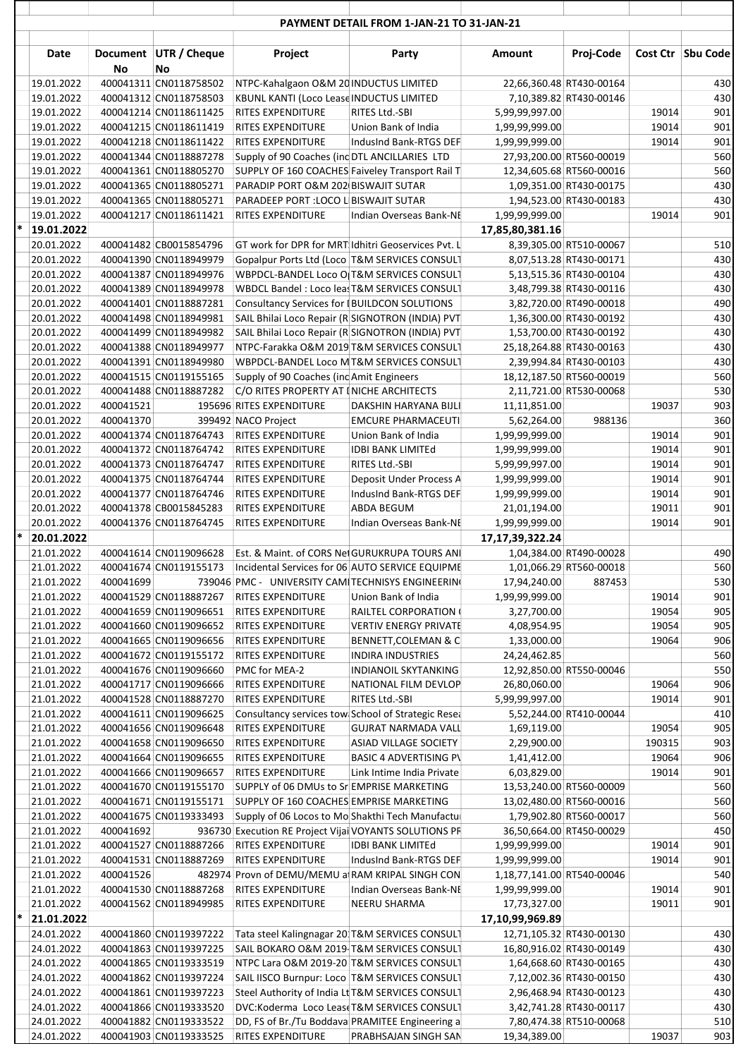**PAYMENT DETAIL FROM 1-JAN-21 TO 31-JAN-21**

| | Date | Document No | UTR / Cheque No | Project | Party | Amount | Proj-Code | Cost Ctr | Sbu Code |
|---|---|---|---|---|---|---|---|---|---|
| | 19.01.2022 | 400041311 | CN0118758502 | NTPC-Kahalgaon O&M 20 | INDUCTUS LIMITED | 22,66,360.48 | RT430-00164 | | 430 |
| | 19.01.2022 | 400041312 | CN0118758503 | KBUNL KANTI (Loco Lease | INDUCTUS LIMITED | 7,10,389.82 | RT430-00146 | | 430 |
| | 19.01.2022 | 400041214 | CN0118611425 | RITES EXPENDITURE | RITES Ltd.-SBI | 5,99,99,997.00 | | 19014 | 901 |
| | 19.01.2022 | 400041215 | CN0118611419 | RITES EXPENDITURE | Union Bank of India | 1,99,99,999.00 | | 19014 | 901 |
| | 19.01.2022 | 400041218 | CN0118611422 | RITES EXPENDITURE | IndusInd Bank-RTGS DEF | 1,99,99,999.00 | | 19014 | 901 |
| | 19.01.2022 | 400041344 | CN0118887278 | Supply of 90 Coaches (inc | DTL ANCILLARIES LTD | 27,93,200.00 | RT560-00019 | | 560 |
| | 19.01.2022 | 400041361 | CN0118805270 | SUPPLY OF 160 COACHES | Faiveley Transport Rail T | 12,34,605.68 | RT560-00016 | | 560 |
| | 19.01.2022 | 400041365 | CN0118805271 | PARADIP PORT O&M 202 | BISWAJIT SUTAR | 1,09,351.00 | RT430-00175 | | 430 |
| | 19.01.2022 | 400041365 | CN0118805271 | PARADEEP PORT :LOCO L | BISWAJIT SUTAR | 1,94,523.00 | RT430-00183 | | 430 |
| | 19.01.2022 | 400041217 | CN0118611421 | RITES EXPENDITURE | Indian Overseas Bank-NE | 1,99,99,999.00 | | 19014 | 901 |
| * | **19.01.2022** | | | | | **17,85,80,381.16** | | | |
| | 20.01.2022 | 400041482 | CB0015854796 | GT work for DPR for MRT | Idhitri Geoservices Pvt. L | 8,39,305.00 | RT510-00067 | | 510 |
| | 20.01.2022 | 400041390 | CN0118949979 | Gopalpur Ports Ltd (Loco | T&M SERVICES CONSULT | 8,07,513.28 | RT430-00171 | | 430 |
| | 20.01.2022 | 400041387 | CN0118949976 | WBPDCL-BANDEL Loco O | T&M SERVICES CONSULT | 5,13,515.36 | RT430-00104 | | 430 |
| | 20.01.2022 | 400041389 | CN0118949978 | WBDCL Bandel : Loco leas | T&M SERVICES CONSULT | 3,48,799.38 | RT430-00116 | | 430 |
| | 20.01.2022 | 400041401 | CN0118887281 | Consultancy Services for I | BUILDCON SOLUTIONS | 3,82,720.00 | RT490-00018 | | 490 |
| | 20.01.2022 | 400041498 | CN0118949981 | SAIL Bhilai Loco Repair (R | SIGNOTRON (INDIA) PVT | 1,36,300.00 | RT430-00192 | | 430 |
| | 20.01.2022 | 400041499 | CN0118949982 | SAIL Bhilai Loco Repair (R | SIGNOTRON (INDIA) PVT | 1,53,700.00 | RT430-00192 | | 430 |
| | 20.01.2022 | 400041388 | CN0118949977 | NTPC-Farakka O&M 2019 | T&M SERVICES CONSULT | 25,18,264.88 | RT430-00163 | | 430 |
| | 20.01.2022 | 400041391 | CN0118949980 | WBPDCL-BANDEL Loco M | T&M SERVICES CONSULT | 2,39,994.84 | RT430-00103 | | 430 |
| | 20.01.2022 | 400041515 | CN0119155165 | Supply of 90 Coaches (inc | Amit Engineers | 18,12,187.50 | RT560-00019 | | 560 |
| | 20.01.2022 | 400041488 | CN0118887282 | C/O RITES PROPERTY AT I | NICHE ARCHITECTS | 2,11,721.00 | RT530-00068 | | 530 |
| | 20.01.2022 | 400041521 | 195696 | RITES EXPENDITURE | DAKSHIN HARYANA BIJLI | 11,11,851.00 | | 19037 | 903 |
| | 20.01.2022 | 400041370 | 399492 | NACO Project | EMCURE PHARMACEUTI | 5,62,264.00 | 988136 | | 360 |
| | 20.01.2022 | 400041374 | CN0118764743 | RITES EXPENDITURE | Union Bank of India | 1,99,99,999.00 | | 19014 | 901 |
| | 20.01.2022 | 400041372 | CN0118764742 | RITES EXPENDITURE | IDBI BANK LIMITEd | 1,99,99,999.00 | | 19014 | 901 |
| | 20.01.2022 | 400041373 | CN0118764747 | RITES EXPENDITURE | RITES Ltd.-SBI | 5,99,99,997.00 | | 19014 | 901 |
| | 20.01.2022 | 400041375 | CN0118764744 | RITES EXPENDITURE | Deposit Under Process A | 1,99,99,999.00 | | 19014 | 901 |
| | 20.01.2022 | 400041377 | CN0118764746 | RITES EXPENDITURE | IndusInd Bank-RTGS DEF | 1,99,99,999.00 | | 19014 | 901 |
| | 20.01.2022 | 400041378 | CB0015845283 | RITES EXPENDITURE | ABDA BEGUM | 21,01,194.00 | | 19011 | 901 |
| | 20.01.2022 | 400041376 | CN0118764745 | RITES EXPENDITURE | Indian Overseas Bank-NE | 1,99,99,999.00 | | 19014 | 901 |
| * | **20.01.2022** | | | | | **17,17,39,322.24** | | | |
| | 21.01.2022 | 400041614 | CN0119096628 | Est. & Maint. of CORS Net | GURUKRUPA TOURS ANI | 1,04,384.00 | RT490-00028 | | 490 |
| | 21.01.2022 | 400041674 | CN0119155173 | Incidental Services for 06 | AUTO SERVICE EQUIPME | 1,01,066.29 | RT560-00018 | | 560 |
| | 21.01.2022 | 400041699 | 739046 | PMC - UNIVERSITY CAMI | TECHNISYS ENGINEERIN | 17,94,240.00 | 887453 | | 530 |
| | 21.01.2022 | 400041529 | CN0118887267 | RITES EXPENDITURE | Union Bank of India | 1,99,99,999.00 | | 19014 | 901 |
| | 21.01.2022 | 400041659 | CN0119096651 | RITES EXPENDITURE | RAILTEL CORPORATION ( | 3,27,700.00 | | 19054 | 905 |
| | 21.01.2022 | 400041660 | CN0119096652 | RITES EXPENDITURE | VERTIV ENERGY PRIVATE | 4,08,954.95 | | 19054 | 905 |
| | 21.01.2022 | 400041665 | CN0119096656 | RITES EXPENDITURE | BENNETT,COLEMAN & C | 1,33,000.00 | | 19064 | 906 |
| | 21.01.2022 | 400041672 | CN0119155172 | RITES EXPENDITURE | INDIRA INDUSTRIES | 24,24,462.85 | | | 560 |
| | 21.01.2022 | 400041676 | CN0119096660 | PMC for MEA-2 | INDIANOIL SKYTANKING | 12,92,850.00 | RT550-00046 | | 550 |
| | 21.01.2022 | 400041717 | CN0119096666 | RITES EXPENDITURE | NATIONAL FILM DEVLOP | 26,80,060.00 | | 19064 | 906 |
| | 21.01.2022 | 400041528 | CN0118887270 | RITES EXPENDITURE | RITES Ltd.-SBI | 5,99,99,997.00 | | 19014 | 901 |
| | 21.01.2022 | 400041611 | CN0119096625 | Consultancy services tow | School of Strategic Resea | 5,52,244.00 | RT410-00044 | | 410 |
| | 21.01.2022 | 400041656 | CN0119096648 | RITES EXPENDITURE | GUJRAT NARMADA VALL | 1,69,119.00 | | 19054 | 905 |
| | 21.01.2022 | 400041658 | CN0119096650 | RITES EXPENDITURE | ASIAD VILLAGE SOCIETY | 2,29,900.00 | | 190315 | 903 |
| | 21.01.2022 | 400041664 | CN0119096655 | RITES EXPENDITURE | BASIC 4 ADVERTISING P\ | 1,41,412.00 | | 19064 | 906 |
| | 21.01.2022 | 400041666 | CN0119096657 | RITES EXPENDITURE | Link Intime India Private | 6,03,829.00 | | 19014 | 901 |
| | 21.01.2022 | 400041670 | CN0119155170 | SUPPLY OF 06 DMUs to Sr | EMPRISE MARKETING | 13,53,240.00 | RT560-00009 | | 560 |
| | 21.01.2022 | 400041671 | CN0119155171 | SUPPLY OF 160 COACHES | EMPRISE MARKETING | 13,02,480.00 | RT560-00016 | | 560 |
| | 21.01.2022 | 400041675 | CN0119333493 | Supply of 06 Locos to Mo | Shakthi Tech Manufactu | 1,79,902.80 | RT560-00017 | | 560 |
| | 21.01.2022 | 400041692 | 936730 | Execution RE Project Vijai | VOYANTS SOLUTIONS PR | 36,50,664.00 | RT450-00029 | | 450 |
| | 21.01.2022 | 400041527 | CN0118887266 | RITES EXPENDITURE | IDBI BANK LIMITEd | 1,99,99,999.00 | | 19014 | 901 |
| | 21.01.2022 | 400041531 | CN0118887269 | RITES EXPENDITURE | IndusInd Bank-RTGS DEF | 1,99,99,999.00 | | 19014 | 901 |
| | 21.01.2022 | 400041526 | 482974 | Provn of DEMU/MEMU a | RAM KRIPAL SINGH CON | 1,18,77,141.00 | RT540-00046 | | 540 |
| | 21.01.2022 | 400041530 | CN0118887268 | RITES EXPENDITURE | Indian Overseas Bank-NE | 1,99,99,999.00 | | 19014 | 901 |
| | 21.01.2022 | 400041562 | CN0118949985 | RITES EXPENDITURE | NEERU SHARMA | 17,73,327.00 | | 19011 | 901 |
| * | **21.01.2022** | | | | | **17,10,99,969.89** | | | |
| | 24.01.2022 | 400041860 | CN0119397222 | Tata steel Kalingnagar 20 | T&M SERVICES CONSULT | 12,71,105.32 | RT430-00130 | | 430 |
| | 24.01.2022 | 400041863 | CN0119397225 | SAIL BOKARO O&M 2019- | T&M SERVICES CONSULT | 16,80,916.02 | RT430-00149 | | 430 |
| | 24.01.2022 | 400041865 | CN0119333519 | NTPC Lara O&M 2019-20 | T&M SERVICES CONSULT | 1,64,668.60 | RT430-00165 | | 430 |
| | 24.01.2022 | 400041862 | CN0119397224 | SAIL IISCO Burnpur: Loco | T&M SERVICES CONSULT | 7,12,002.36 | RT430-00150 | | 430 |
| | 24.01.2022 | 400041861 | CN0119397223 | Steel Authority of India Lt | T&M SERVICES CONSULT | 2,96,468.94 | RT430-00123 | | 430 |
| | 24.01.2022 | 400041866 | CN0119333520 | DVC:Koderma Loco Lease | T&M SERVICES CONSULT | 3,42,741.28 | RT430-00117 | | 430 |
| | 24.01.2022 | 400041882 | CN0119333522 | DD, FS of Br./Tu Boddava | PRAMITEE Engineering a | 7,80,474.38 | RT510-00068 | | 510 |
| | 24.01.2022 | 400041903 | CN0119333525 | RITES EXPENDITURE | PRABHSAJAN SINGH SAN | 19,34,389.00 | | 19037 | 903 |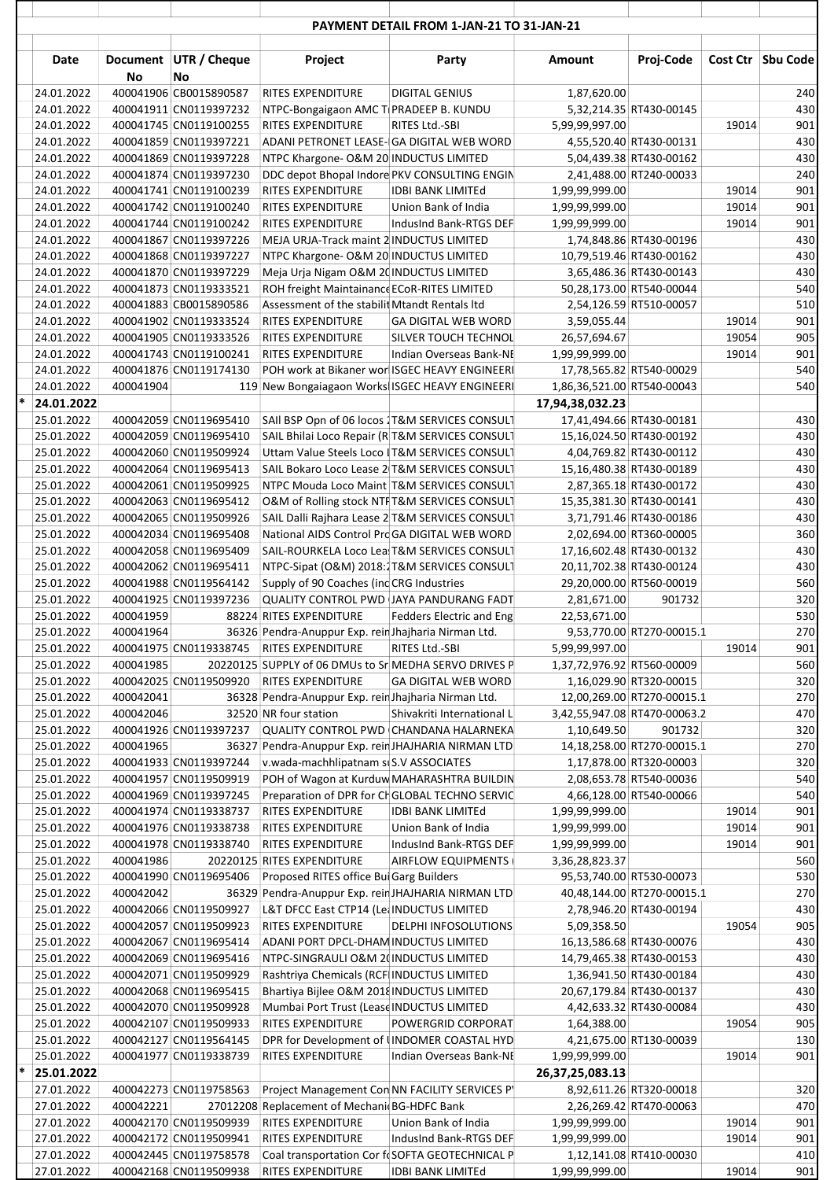**PAYMENT DETAIL FROM 1-JAN-21 TO 31-JAN-21**

| | Date | Document No | UTR / Cheque No | Project | Party | Amount | Proj-Code | Cost Ctr | Sbu Code |
|---|---|---|---|---|---|---|---|---|---|
| | 24.01.2022 | 400041906 | CB0015890587 | RITES EXPENDITURE | DIGITAL GENIUS | 1,87,620.00 | | | 240 |
| | 24.01.2022 | 400041911 | CN0119397232 | NTPC-Bongaigaon AMC T | PRADEEP B. KUNDU | 5,32,214.35 | RT430-00145 | | 430 |
| | 24.01.2022 | 400041745 | CN0119100255 | RITES EXPENDITURE | RITES Ltd.-SBI | 5,99,99,997.00 | | 19014 | 901 |
| | 24.01.2022 | 400041859 | CN0119397221 | ADANI PETRONET LEASE- | GA DIGITAL WEB WORD | 4,55,520.40 | RT430-00131 | | 430 |
| | 24.01.2022 | 400041869 | CN0119397228 | NTPC Khargone- O&M 20 | INDUCTUS LIMITED | 5,04,439.38 | RT430-00162 | | 430 |
| | 24.01.2022 | 400041874 | CN0119397230 | DDC depot Bhopal Indore | PKV CONSULTING ENGIN | 2,41,488.00 | RT240-00033 | | 240 |
| | 24.01.2022 | 400041741 | CN0119100239 | RITES EXPENDITURE | IDBI BANK LIMITEd | 1,99,99,999.00 | | 19014 | 901 |
| | 24.01.2022 | 400041742 | CN0119100240 | RITES EXPENDITURE | Union Bank of India | 1,99,99,999.00 | | 19014 | 901 |
| | 24.01.2022 | 400041744 | CN0119100242 | RITES EXPENDITURE | IndusInd Bank-RTGS DEF | 1,99,99,999.00 | | 19014 | 901 |
| | 24.01.2022 | 400041867 | CN0119397226 | MEJA URJA-Track maint 2 | INDUCTUS LIMITED | 1,74,848.86 | RT430-00196 | | 430 |
| | 24.01.2022 | 400041868 | CN0119397227 | NTPC Khargone- O&M 20 | INDUCTUS LIMITED | 10,79,519.46 | RT430-00162 | | 430 |
| | 24.01.2022 | 400041870 | CN0119397229 | Meja Urja Nigam O&M 20 | INDUCTUS LIMITED | 3,65,486.36 | RT430-00143 | | 430 |
| | 24.01.2022 | 400041873 | CN0119333521 | ROH freight Maintainance | ECoR-RITES LIMITED | 50,28,173.00 | RT540-00044 | | 540 |
| | 24.01.2022 | 400041883 | CB0015890586 | Assessment of the stabilit | Mtandt Rentals ltd | 2,54,126.59 | RT510-00057 | | 510 |
| | 24.01.2022 | 400041902 | CN0119333524 | RITES EXPENDITURE | GA DIGITAL WEB WORD | 3,59,055.44 | | 19014 | 901 |
| | 24.01.2022 | 400041905 | CN0119333526 | RITES EXPENDITURE | SILVER TOUCH TECHNOL | 26,57,694.67 | | 19054 | 905 |
| | 24.01.2022 | 400041743 | CN0119100241 | RITES EXPENDITURE | Indian Overseas Bank-NE | 1,99,99,999.00 | | 19014 | 901 |
| | 24.01.2022 | 400041876 | CN0119174130 | POH work at Bikaner wor | ISGEC HEAVY ENGINEERI | 17,78,565.82 | RT540-00029 | | 540 |
| | 24.01.2022 | 400041904 | 119 | New Bongaiagaon Works | ISGEC HEAVY ENGINEERI | 1,86,36,521.00 | RT540-00043 | | 540 |
| * | **24.01.2022** | | | | | **17,94,38,032.23** | | | |
| | 25.01.2022 | 400042059 | CN0119695410 | SAIl BSP Opn of 06 locos 2 | T&M SERVICES CONSULT | 17,41,494.66 | RT430-00181 | | 430 |
| | 25.01.2022 | 400042059 | CN0119695410 | SAIL Bhilai Loco Repair (R | T&M SERVICES CONSULT | 15,16,024.50 | RT430-00192 | | 430 |
| | 25.01.2022 | 400042060 | CN0119509924 | Uttam Value Steels Loco I | T&M SERVICES CONSULT | 4,04,769.82 | RT430-00112 | | 430 |
| | 25.01.2022 | 400042064 | CN0119695413 | SAIL Bokaro Loco Lease 2 | T&M SERVICES CONSULT | 15,16,480.38 | RT430-00189 | | 430 |
| | 25.01.2022 | 400042061 | CN0119509925 | NTPC Mouda Loco Maint | T&M SERVICES CONSULT | 2,87,365.18 | RT430-00172 | | 430 |
| | 25.01.2022 | 400042063 | CN0119695412 | O&M of Rolling stock NTF | T&M SERVICES CONSULT | 15,35,381.30 | RT430-00141 | | 430 |
| | 25.01.2022 | 400042065 | CN0119509926 | SAIL Dalli Rajhara Lease 2 | T&M SERVICES CONSULT | 3,71,791.46 | RT430-00186 | | 430 |
| | 25.01.2022 | 400042034 | CN0119695408 | National AIDS Control Pro | GA DIGITAL WEB WORD | 2,02,694.00 | RT360-00005 | | 360 |
| | 25.01.2022 | 400042058 | CN0119695409 | SAIL-ROURKELA Loco Lea | T&M SERVICES CONSULT | 17,16,602.48 | RT430-00132 | | 430 |
| | 25.01.2022 | 400042062 | CN0119695411 | NTPC-Sipat (O&M) 2018: | T&M SERVICES CONSULT | 20,11,702.38 | RT430-00124 | | 430 |
| | 25.01.2022 | 400041988 | CN0119564142 | Supply of 90 Coaches (inc | CRG Industries | 29,20,000.00 | RT560-00019 | | 560 |
| | 25.01.2022 | 400041925 | CN0119397236 | QUALITY CONTROL PWD | JAYA PANDURANG FADT | 2,81,671.00 | 901732 | | 320 |
| | 25.01.2022 | 400041959 | 88224 | RITES EXPENDITURE | Fedders Electric and Eng | 22,53,671.00 | | | 530 |
| | 25.01.2022 | 400041964 | 36326 | Pendra-Anuppur Exp. rein | Jhajharia Nirman Ltd. | 9,53,770.00 | RT270-00015.1 | | 270 |
| | 25.01.2022 | 400041975 | CN0119338745 | RITES EXPENDITURE | RITES Ltd.-SBI | 5,99,99,997.00 | | 19014 | 901 |
| | 25.01.2022 | 400041985 | 20220125 | SUPPLY of 06 DMUs to Sr | MEDHA SERVO DRIVES P | 1,37,72,976.92 | RT560-00009 | | 560 |
| | 25.01.2022 | 400042025 | CN0119509920 | RITES EXPENDITURE | GA DIGITAL WEB WORD | 1,16,029.90 | RT320-00015 | | 320 |
| | 25.01.2022 | 400042041 | 36328 | Pendra-Anuppur Exp. rein | Jhajharia Nirman Ltd. | 12,00,269.00 | RT270-00015.1 | | 270 |
| | 25.01.2022 | 400042046 | 32520 | NR four station | Shivakriti International L | 3,42,55,947.08 | RT470-00063.2 | | 470 |
| | 25.01.2022 | 400041926 | CN0119397237 | QUALITY CONTROL PWD | CHANDANA HALARNEKA | 1,10,649.50 | 901732 | | 320 |
| | 25.01.2022 | 400041965 | 36327 | Pendra-Anuppur Exp. rein | JHAJHARIA NIRMAN LTD | 14,18,258.00 | RT270-00015.1 | | 270 |
| | 25.01.2022 | 400041933 | CN0119397244 | v.wada-machhlipatnam s | S.V ASSOCIATES | 1,17,878.00 | RT320-00003 | | 320 |
| | 25.01.2022 | 400041957 | CN0119509919 | POH of Wagon at Kurduw | MAHARASHTRA BUILDIN | 2,08,653.78 | RT540-00036 | | 540 |
| | 25.01.2022 | 400041969 | CN0119397245 | Preparation of DPR for CH | GLOBAL TECHNO SERVIC | 4,66,128.00 | RT540-00066 | | 540 |
| | 25.01.2022 | 400041974 | CN0119338737 | RITES EXPENDITURE | IDBI BANK LIMITEd | 1,99,99,999.00 | | 19014 | 901 |
| | 25.01.2022 | 400041976 | CN0119338738 | RITES EXPENDITURE | Union Bank of India | 1,99,99,999.00 | | 19014 | 901 |
| | 25.01.2022 | 400041978 | CN0119338740 | RITES EXPENDITURE | IndusInd Bank-RTGS DEF | 1,99,99,999.00 | | 19014 | 901 |
| | 25.01.2022 | 400041986 | 20220125 | RITES EXPENDITURE | AIRFLOW EQUIPMENTS ( | 3,36,28,823.37 | | | 560 |
| | 25.01.2022 | 400041990 | CN0119695406 | Proposed RITES office Bui | Garg Builders | 95,53,740.00 | RT530-00073 | | 530 |
| | 25.01.2022 | 400042042 | 36329 | Pendra-Anuppur Exp. rein | JHAJHARIA NIRMAN LTD | 40,48,144.00 | RT270-00015.1 | | 270 |
| | 25.01.2022 | 400042066 | CN0119509927 | L&T DFCC East CTP14 (Le | INDUCTUS LIMITED | 2,78,946.20 | RT430-00194 | | 430 |
| | 25.01.2022 | 400042057 | CN0119509923 | RITES EXPENDITURE | DELPHI INFOSOLUTIONS | 5,09,358.50 | | 19054 | 905 |
| | 25.01.2022 | 400042067 | CN0119695414 | ADANI PORT DPCL-DHAM | INDUCTUS LIMITED | 16,13,586.68 | RT430-00076 | | 430 |
| | 25.01.2022 | 400042069 | CN0119695416 | NTPC-SINGRAULI O&M 20 | INDUCTUS LIMITED | 14,79,465.38 | RT430-00153 | | 430 |
| | 25.01.2022 | 400042071 | CN0119509929 | Rashtriya Chemicals (RCF | INDUCTUS LIMITED | 1,36,941.50 | RT430-00184 | | 430 |
| | 25.01.2022 | 400042068 | CN0119695415 | Bhartiya Bijlee O&M 2018 | INDUCTUS LIMITED | 20,67,179.84 | RT430-00137 | | 430 |
| | 25.01.2022 | 400042070 | CN0119509928 | Mumbai Port Trust (Lease | INDUCTUS LIMITED | 4,42,633.32 | RT430-00084 | | 430 |
| | 25.01.2022 | 400042107 | CN0119509933 | RITES EXPENDITURE | POWERGRID CORPORAT | 1,64,388.00 | | 19054 | 905 |
| | 25.01.2022 | 400042127 | CN0119564145 | DPR for Development of I | INDOMER COASTAL HYD | 4,21,675.00 | RT130-00039 | | 130 |
| | 25.01.2022 | 400041977 | CN0119338739 | RITES EXPENDITURE | Indian Overseas Bank-NE | 1,99,99,999.00 | | 19014 | 901 |
| * | **25.01.2022** | | | | | **26,37,25,083.13** | | | |
| | 27.01.2022 | 400042273 | CN0119758563 | Project Management Con | NN FACILITY SERVICES P | 8,92,611.26 | RT320-00018 | | 320 |
| | 27.01.2022 | 400042221 | 27012208 | Replacement of Mechani | BG-HDFC Bank | 2,26,269.42 | RT470-00063 | | 470 |
| | 27.01.2022 | 400042170 | CN0119509939 | RITES EXPENDITURE | Union Bank of India | 1,99,99,999.00 | | 19014 | 901 |
| | 27.01.2022 | 400042172 | CN0119509941 | RITES EXPENDITURE | IndusInd Bank-RTGS DEF | 1,99,99,999.00 | | 19014 | 901 |
| | 27.01.2022 | 400042445 | CN0119758578 | Coal transportation Cor fo | SOFTA GEOTECHNICAL P | 1,12,141.08 | RT410-00030 | | 410 |
| | 27.01.2022 | 400042168 | CN0119509938 | RITES EXPENDITURE | IDBI BANK LIMITEd | 1,99,99,999.00 | | 19014 | 901 |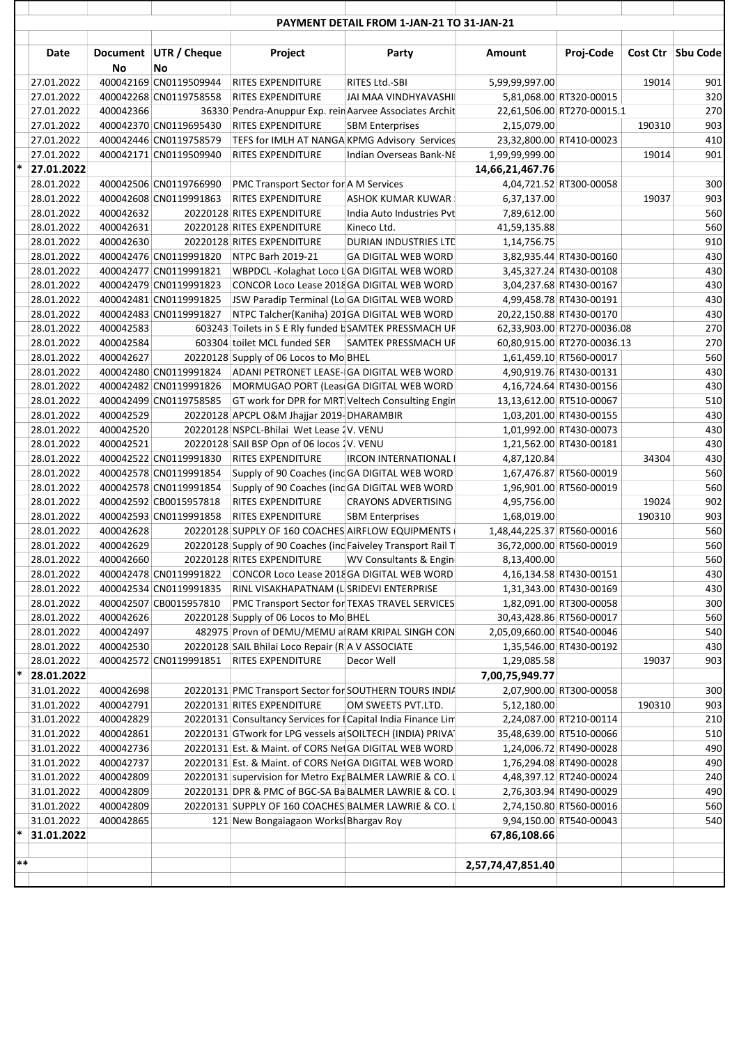## PAYMENT DETAIL FROM 1-JAN-21 TO 31-JAN-21

| | Date | Document No | UTR / Cheque No | Project | Party | Amount | Proj-Code | Cost Ctr | Sbu Code |
|---|---|---|---|---|---|---|---|---|---|
| | 27.01.2022 | 400042169 | CN0119509944 | RITES EXPENDITURE | RITES Ltd.-SBI | 5,99,99,997.00 | | 19014 | 901 |
| | 27.01.2022 | 400042268 | CN0119758558 | RITES EXPENDITURE | JAI MAA VINDHYAVASHI | 5,81,068.00 | RT320-00015 | | 320 |
| | 27.01.2022 | 400042366 | 36330 | Pendra-Anuppur Exp. rein | Aarvee Associates Archit | 22,61,506.00 | RT270-00015.1 | | 270 |
| | 27.01.2022 | 400042370 | CN0119695430 | RITES EXPENDITURE | SBM Enterprises | 2,15,079.00 | | 190310 | 903 |
| | 27.01.2022 | 400042446 | CN0119758579 | TEFS for IMLH AT NANGA | KPMG Advisory Services | 23,32,800.00 | RT410-00023 | | 410 |
| | 27.01.2022 | 400042171 | CN0119509940 | RITES EXPENDITURE | Indian Overseas Bank-NE | 1,99,99,999.00 | | 19014 | 901 |
| * | 27.01.2022 | | | | | 14,66,21,467.76 | | | |
| | 28.01.2022 | 400042506 | CN0119766990 | PMC Transport Sector for | A M Services | 4,04,721.52 | RT300-00058 | | 300 |
| | 28.01.2022 | 400042608 | CN0119991863 | RITES EXPENDITURE | ASHOK KUMAR KUWAR | 6,37,137.00 | | 19037 | 903 |
| | 28.01.2022 | 400042632 | 20220128 | RITES EXPENDITURE | India Auto Industries Pvt | 7,89,612.00 | | | 560 |
| | 28.01.2022 | 400042631 | 20220128 | RITES EXPENDITURE | Kineco Ltd. | 41,59,135.88 | | | 560 |
| | 28.01.2022 | 400042630 | 20220128 | RITES EXPENDITURE | DURIAN INDUSTRIES LTD | 1,14,756.75 | | | 910 |
| | 28.01.2022 | 400042476 | CN0119991820 | NTPC Barh 2019-21 | GA DIGITAL WEB WORD | 3,82,935.44 | RT430-00160 | | 430 |
| | 28.01.2022 | 400042477 | CN0119991821 | WBPDCL -Kolaghat Loco L | GA DIGITAL WEB WORD | 3,45,327.24 | RT430-00108 | | 430 |
| | 28.01.2022 | 400042479 | CN0119991823 | CONCOR Loco Lease 2018 | GA DIGITAL WEB WORD | 3,04,237.68 | RT430-00167 | | 430 |
| | 28.01.2022 | 400042481 | CN0119991825 | JSW Paradip Terminal (Lo | GA DIGITAL WEB WORD | 4,99,458.78 | RT430-00191 | | 430 |
| | 28.01.2022 | 400042483 | CN0119991827 | NTPC Talcher(Kaniha) 201 | GA DIGITAL WEB WORD | 20,22,150.88 | RT430-00170 | | 430 |
| | 28.01.2022 | 400042583 | 603243 | Toilets in S E Rly funded b | SAMTEK PRESSMACH UF | 62,33,903.00 | RT270-00036.08 | | 270 |
| | 28.01.2022 | 400042584 | 603304 | toilet MCL funded SER | SAMTEK PRESSMACH UF | 60,80,915.00 | RT270-00036.13 | | 270 |
| | 28.01.2022 | 400042627 | 20220128 | Supply of 06 Locos to Mo | BHEL | 1,61,459.10 | RT560-00017 | | 560 |
| | 28.01.2022 | 400042480 | CN0119991824 | ADANI PETRONET LEASE- | GA DIGITAL WEB WORD | 4,90,919.76 | RT430-00131 | | 430 |
| | 28.01.2022 | 400042482 | CN0119991826 | MORMUGAO PORT (Lease | GA DIGITAL WEB WORD | 4,16,724.64 | RT430-00156 | | 430 |
| | 28.01.2022 | 400042499 | CN0119758585 | GT work for DPR for MRT | Veltech Consulting Engin | 13,13,612.00 | RT510-00067 | | 510 |
| | 28.01.2022 | 400042529 | 20220128 | APCPL O&M Jhajjar 2019- | DHARAMBIR | 1,03,201.00 | RT430-00155 | | 430 |
| | 28.01.2022 | 400042520 | 20220128 | NSPCL-Bhilai Wet Lease 2 | V. VENU | 1,01,992.00 | RT430-00073 | | 430 |
| | 28.01.2022 | 400042521 | 20220128 | SAIl BSP Opn of 06 locos 2 | V. VENU | 1,21,562.00 | RT430-00181 | | 430 |
| | 28.01.2022 | 400042522 | CN0119991830 | RITES EXPENDITURE | IRCON INTERNATIONAL | 4,87,120.84 | | 34304 | 430 |
| | 28.01.2022 | 400042578 | CN0119991854 | Supply of 90 Coaches (inc | GA DIGITAL WEB WORD | 1,67,476.87 | RT560-00019 | | 560 |
| | 28.01.2022 | 400042578 | CN0119991854 | Supply of 90 Coaches (inc | GA DIGITAL WEB WORD | 1,96,901.00 | RT560-00019 | | 560 |
| | 28.01.2022 | 400042592 | CB0015957818 | RITES EXPENDITURE | CRAYONS ADVERTISING | 4,95,756.00 | | 19024 | 902 |
| | 28.01.2022 | 400042593 | CN0119991858 | RITES EXPENDITURE | SBM Enterprises | 1,68,019.00 | | 190310 | 903 |
| | 28.01.2022 | 400042628 | 20220128 | SUPPLY OF 160 COACHES | AIRFLOW EQUIPMENTS | 1,48,44,225.37 | RT560-00016 | | 560 |
| | 28.01.2022 | 400042629 | 20220128 | Supply of 90 Coaches (inc | Faiveley Transport Rail T | 36,72,000.00 | RT560-00019 | | 560 |
| | 28.01.2022 | 400042660 | 20220128 | RITES EXPENDITURE | WV Consultants & Engin | 8,13,400.00 | | | 560 |
| | 28.01.2022 | 400042478 | CN0119991822 | CONCOR Loco Lease 2018 | GA DIGITAL WEB WORD | 4,16,134.58 | RT430-00151 | | 430 |
| | 28.01.2022 | 400042534 | CN0119991835 | RINL VISAKHAPATNAM (L | SRIDEVI ENTERPRISE | 1,31,343.00 | RT430-00169 | | 430 |
| | 28.01.2022 | 400042507 | CB0015957810 | PMC Transport Sector for | TEXAS TRAVEL SERVICES | 1,82,091.00 | RT300-00058 | | 300 |
| | 28.01.2022 | 400042626 | 20220128 | Supply of 06 Locos to Mo | BHEL | 30,43,428.86 | RT560-00017 | | 560 |
| | 28.01.2022 | 400042497 | 482975 | Provn of DEMU/MEMU a | RAM KRIPAL SINGH CON | 2,05,09,660.00 | RT540-00046 | | 540 |
| | 28.01.2022 | 400042530 | 20220128 | SAIL Bhilai Loco Repair (R | A V ASSOCIATE | 1,35,546.00 | RT430-00192 | | 430 |
| | 28.01.2022 | 400042572 | CN0119991851 | RITES EXPENDITURE | Decor Well | 1,29,085.58 | | 19037 | 903 |
| * | 28.01.2022 | | | | | 7,00,75,949.77 | | | |
| | 31.01.2022 | 400042698 | 20220131 | PMC Transport Sector for | SOUTHERN TOURS INDIA | 2,07,900.00 | RT300-00058 | | 300 |
| | 31.01.2022 | 400042791 | 20220131 | RITES EXPENDITURE | OM SWEETS PVT.LTD. | 5,12,180.00 | | 190310 | 903 |
| | 31.01.2022 | 400042829 | 20220131 | Consultancy Services for I | Capital India Finance Lim | 2,24,087.00 | RT210-00114 | | 210 |
| | 31.01.2022 | 400042861 | 20220131 | GTwork for LPG vessels a | SOILTECH (INDIA) PRIVA | 35,48,639.00 | RT510-00066 | | 510 |
| | 31.01.2022 | 400042736 | 20220131 | Est. & Maint. of CORS Net | GA DIGITAL WEB WORD | 1,24,006.72 | RT490-00028 | | 490 |
| | 31.01.2022 | 400042737 | 20220131 | Est. & Maint. of CORS Net | GA DIGITAL WEB WORD | 1,76,294.08 | RT490-00028 | | 490 |
| | 31.01.2022 | 400042809 | 20220131 | supervision for Metro Exp | BALMER LAWRIE & CO. L | 4,48,397.12 | RT240-00024 | | 240 |
| | 31.01.2022 | 400042809 | 20220131 | DPR & PMC of BGC-SA Ba | BALMER LAWRIE & CO. L | 2,76,303.94 | RT490-00029 | | 490 |
| | 31.01.2022 | 400042809 | 20220131 | SUPPLY OF 160 COACHES | BALMER LAWRIE & CO. L | 2,74,150.80 | RT560-00016 | | 560 |
| | 31.01.2022 | 400042865 | 121 | New Bongaigaon Works | Bhargav Roy | 9,94,150.00 | RT540-00043 | | 540 |
| * | 31.01.2022 | | | | | 67,86,108.66 | | | |
| ** | | | | | | 2,57,74,47,851.40 | | | |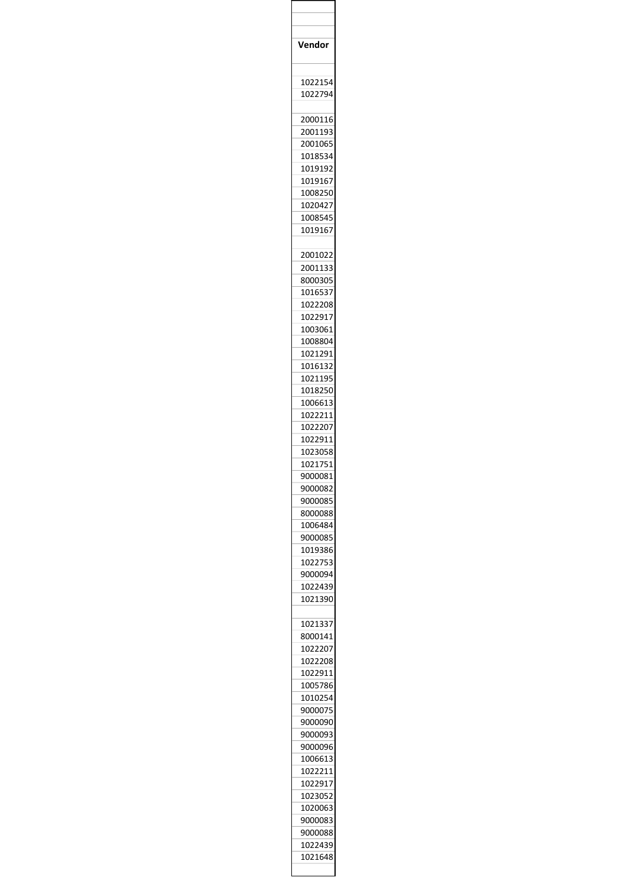| Vendor |
| --- |
| |
| 1022154 |
| 1022794 |
| |
| 2000116 |
| 2001193 |
| 2001065 |
| 1018534 |
| 1019192 |
| 1019167 |
| 1008250 |
| 1020427 |
| 1008545 |
| 1019167 |
| |
| 2001022 |
| 2001133 |
| 8000305 |
| 1016537 |
| 1022208 |
| 1022917 |
| 1003061 |
| 1008804 |
| 1021291 |
| 1016132 |
| 1021195 |
| 1018250 |
| 1006613 |
| 1022211 |
| 1022207 |
| 1022911 |
| 1023058 |
| 1021751 |
| 9000081 |
| 9000082 |
| 9000085 |
| 8000088 |
| 1006484 |
| 9000085 |
| 1019386 |
| 1022753 |
| 9000094 |
| 1022439 |
| 1021390 |
| |
| 1021337 |
| 8000141 |
| 1022207 |
| 1022208 |
| 1022911 |
| 1005786 |
| 1010254 |
| 9000075 |
| 9000090 |
| 9000093 |
| 9000096 |
| 1006613 |
| 1022211 |
| 1022917 |
| 1023052 |
| 1020063 |
| 9000083 |
| 9000088 |
| 1022439 |
| 1021648 |
| |